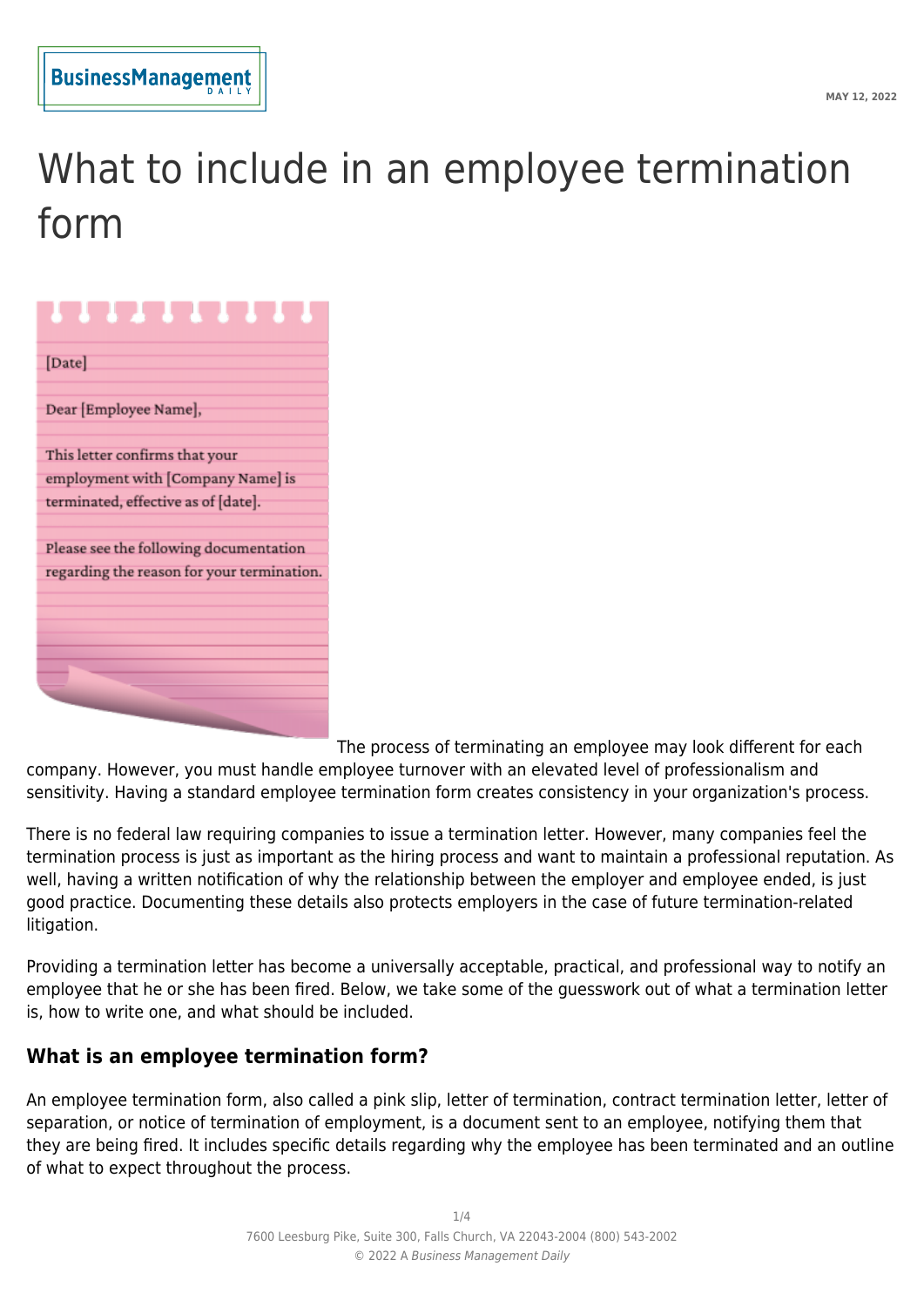# What to include in an employee termination form

The process of terminating an employee may look different for each company. However, you must handle employee turnover with an elevated level of professionalism and sensitivity. Having a standard employee termination form creates consistency in your organization's process.

There is no federal law requiring companies to issue a termination letter. However, many companies feel the termination process is just as important as the hiring process and want to maintain a professional reputation. As well, having a written notification of why the relationship between the employer and employee ended, is just good practice. Documenting these details also protects employers in the case of future termination-related litigation.

Providing a termination letter has become a universally acceptable, practical, and professional way to notify an employee that he or she has been fired. Below, we take some of the guesswork out of what a termination letter is, how to write one, and what should be included.

## What is an employee termination form?

An employee termination form, also called a pink slip, letter of termination, contract termination letter, letter of separation, or notice of termination of employment, is a document sent to an employee, notifying them that they are being fired. It includes specific details regarding why the employee has been terminated and an outline of what to expect throughout the process.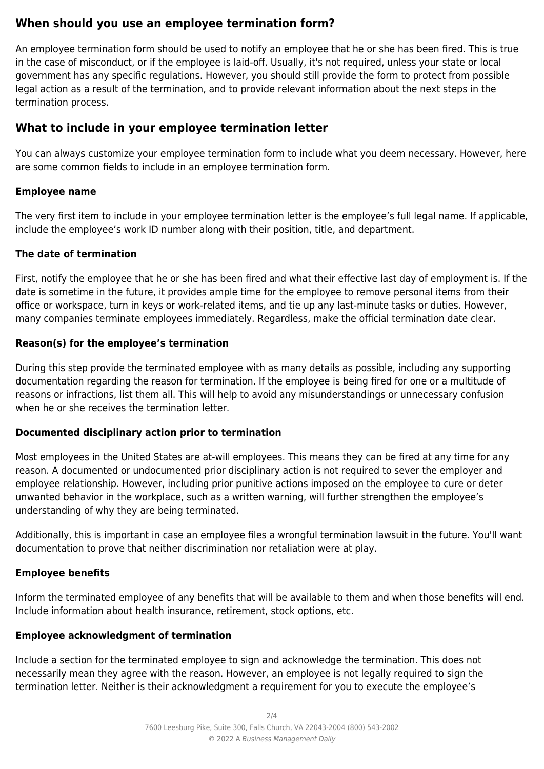## When should you use an employee termination form?

An employee termination form should be used to notify an employee that he or she has been fired. This is true in the case of misconduct, or if the employee is laid-off. Usually, it's not required, unless your state or local government has any specific regulations. However, you should still provide the form to protect from possible legal action as a result of the termination, and to provide relevant information about the next steps in the termination process.

## What to include in your employee termination letter

You can always customize your employee termination form to include what you deem necessary. However, here are some common fields to include in an employee termination form.

### Employee name

The very first item to include in your employee termination letter is the employee's full legal name. If applicable, include the employee's work ID number along with their position, title, and department.

### The date of termination

First, notify the employee that he or she has been fired and what their effective last day of employment is. If the date is sometime in the future, it provides ample time for the employee to remove personal items from their office or workspace, turn in keys or work-related items, and tie up any last-minute tasks or duties. However, many companies terminate employees immediately. Regardless, make the official termination date clear.

### Reason(s) for the employee's termination

During this step provide the terminated employee with as many details as possible, including any supporting documentation regarding the reason for termination. If the employee is being fired for one or a multitude of reasons or infractions, list them all. This will help to avoid any misunderstandings or unnecessary confusion when he or she receives the termination letter.

### Documented disciplinary action prior to termination

Most employees in the United States are at-will employees. This means they can be fired at any time for any reason. A documented or undocumented prior disciplinary action is not required to sever the employer and employee relationship. However, including prior punitive actions imposed on the employee to cure or deter unwanted behavior in the workplace, such as a written warning, will further strengthen the employee's understanding of why they are being terminated.

Additionally, this is important in case an employee files a wrongful termination lawsuit in the future. You'll want documentation to prove that neither discrimination nor retaliation were at play.

### Employee benefits

Inform the terminated employee of any benefits that will be available to them and when those benefits will end. Include information about health insurance, retirement, stock options, etc.

### Employee acknowledgment of termination

Include a section for the terminated employee to sign and acknowledge the termination. This does not necessarily mean they agree with the reason. However, an employee is not legally required to sign the termination letter. Neither is their acknowledgment a requirement for you to execute the employee's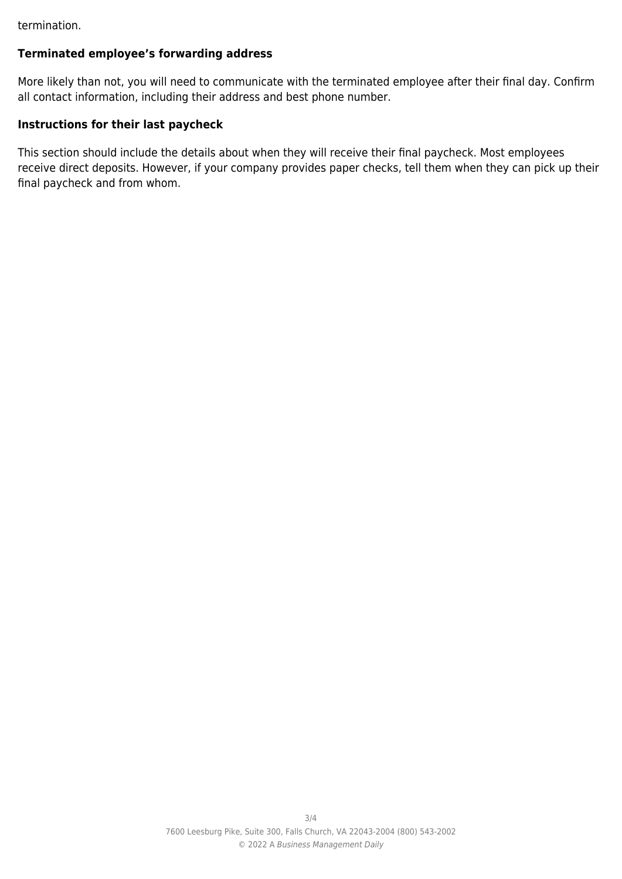termination.

### Terminated employee's forwarding address

More likely than not, you will need to communicate with the terminated employee after their final day. Confirm all contact information, including their address and best phone number.

### Instructions for their last paycheck

This section should include the details about when they will receive their final paycheck. Most employees receive direct deposits. However, if your company provides paper checks, tell them when they can pick up their final paycheck and from whom.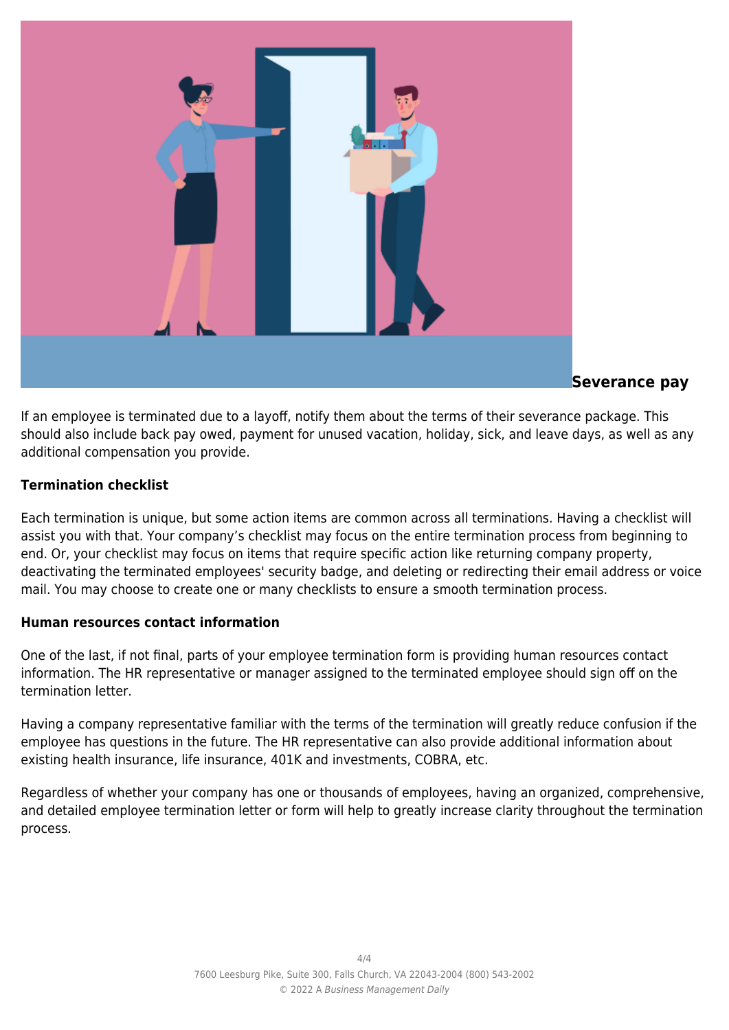**Severance pay**

If an employee is terminated due to a layoff, notify them about the terms of their severance package. This should also include back pay owed, payment for unused vacation, holiday, sick, and leave days, as well as any additional compensation you provide.

**Termination checklist**

Each termination is unique, but some action items are common across all terminations. Having a checklist will assist you with that. Your company's checklist may focus on the entire termination process from beginning to end. Or, your checklist may focus on items that require specific action like returning company property, deactivating the terminated employees' security badge, and deleting or redirecting their email address or voice mail. You may choose to create one or many checklists to ensure a smooth termination process.

**Human resources contact information**

One of the last, if not final, parts of your employee termination form is providing human resources contact information. The HR representative or manager assigned to the terminated employee should sign off on the termination letter.

Having a company representative familiar with the terms of the termination will greatly reduce confusion if the employee has questions in the future. The HR representative can also provide additional information about existing health insurance, life insurance, 401K and investments, COBRA, etc.

Regardless of whether your company has one or thousands of employees, having an organized, comprehensive, and detailed employee termination letter or form will help to greatly increase clarity throughout the termination process.